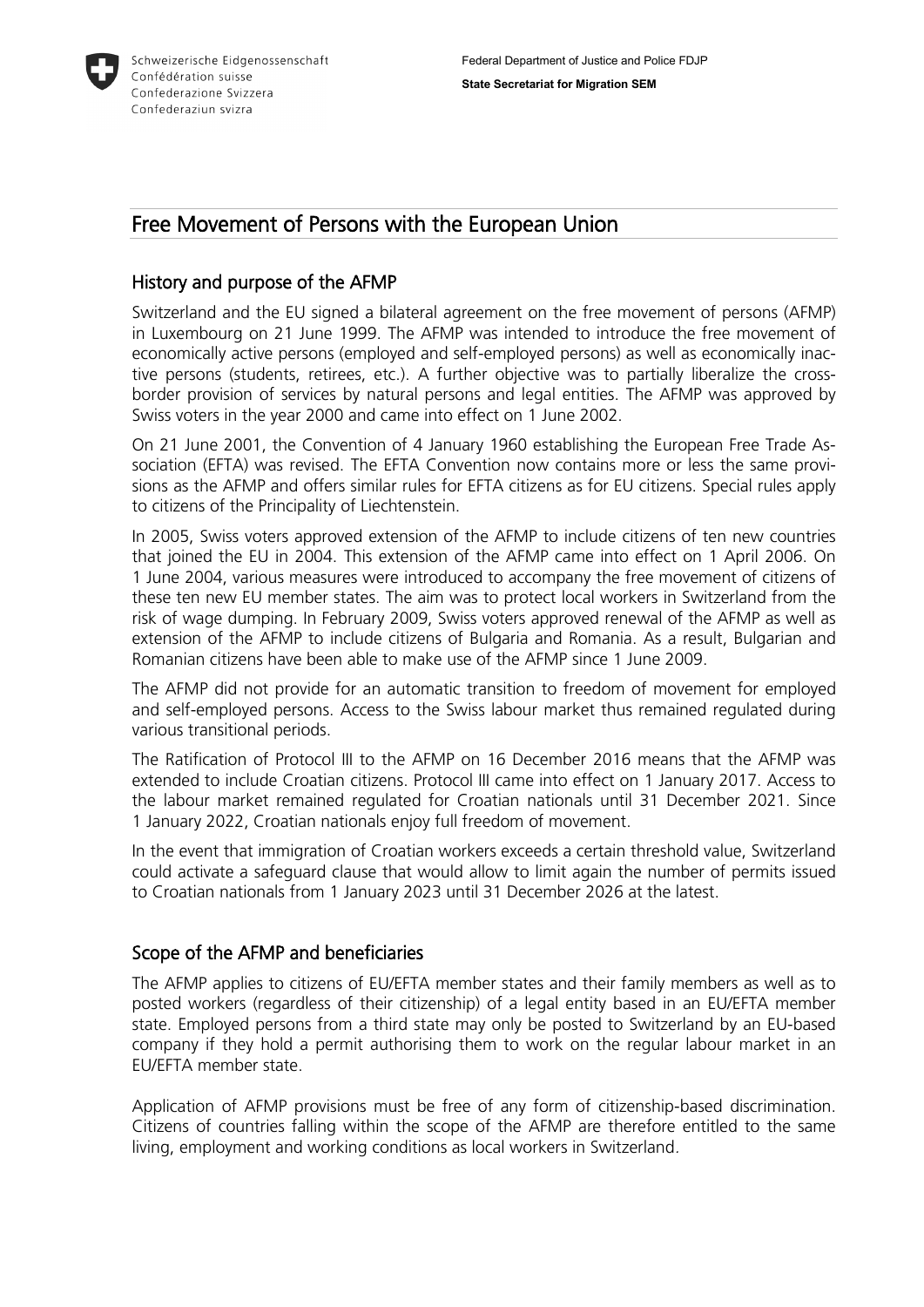# Free Movement of Persons with the European Union

## History and purpose of the AFMP

Switzerland and the EU signed a bilateral agreement on the free movement of persons (AFMP) in Luxembourg on 21 June 1999. The AFMP was intended to introduce the free movement of economically active persons (employed and self-employed persons) as well as economically inactive persons (students, retirees, etc.). A further objective was to partially liberalize the cross-border provision of services by natural persons and legal entities. The AFMP was approved by Swiss voters in the year 2000 and came into effect on 1 June 2002.

On 21 June 2001, the Convention of 4 January 1960 establishing the European Free Trade Association (EFTA) was revised. The EFTA Convention now contains more or less the same provisions as the AFMP and offers similar rules for EFTA citizens as for EU citizens. Special rules apply to citizens of the Principality of Liechtenstein.

In 2005, Swiss voters approved extension of the AFMP to include citizens of ten new countries that joined the EU in 2004. This extension of the AFMP came into effect on 1 April 2006. On 1 June 2004, various measures were introduced to accompany the free movement of citizens of these ten new EU member states. The aim was to protect local workers in Switzerland from the risk of wage dumping. In February 2009, Swiss voters approved renewal of the AFMP as well as extension of the AFMP to include citizens of Bulgaria and Romania. As a result, Bulgarian and Romanian citizens have been able to make use of the AFMP since 1 June 2009.

The AFMP did not provide for an automatic transition to freedom of movement for employed and self-employed persons. Access to the Swiss labour market thus remained regulated during various transitional periods.

The Ratification of Protocol III to the AFMP on 16 December 2016 means that the AFMP was extended to include Croatian citizens. Protocol III came into effect on 1 January 2017. Access to the labour market remained regulated for Croatian nationals until 31 December 2021. Since 1 January 2022, Croatian nationals enjoy full freedom of movement.

In the event that immigration of Croatian workers exceeds a certain threshold value, Switzerland could activate a safeguard clause that would allow to limit again the number of permits issued to Croatian nationals from 1 January 2023 until 31 December 2026 at the latest.

## Scope of the AFMP and beneficiaries

The AFMP applies to citizens of EU/EFTA member states and their family members as well as to posted workers (regardless of their citizenship) of a legal entity based in an EU/EFTA member state. Employed persons from a third state may only be posted to Switzerland by an EU-based company if they hold a permit authorising them to work on the regular labour market in an EU/EFTA member state.

Application of AFMP provisions must be free of any form of citizenship-based discrimination. Citizens of countries falling within the scope of the AFMP are therefore entitled to the same living, employment and working conditions as local workers in Switzerland.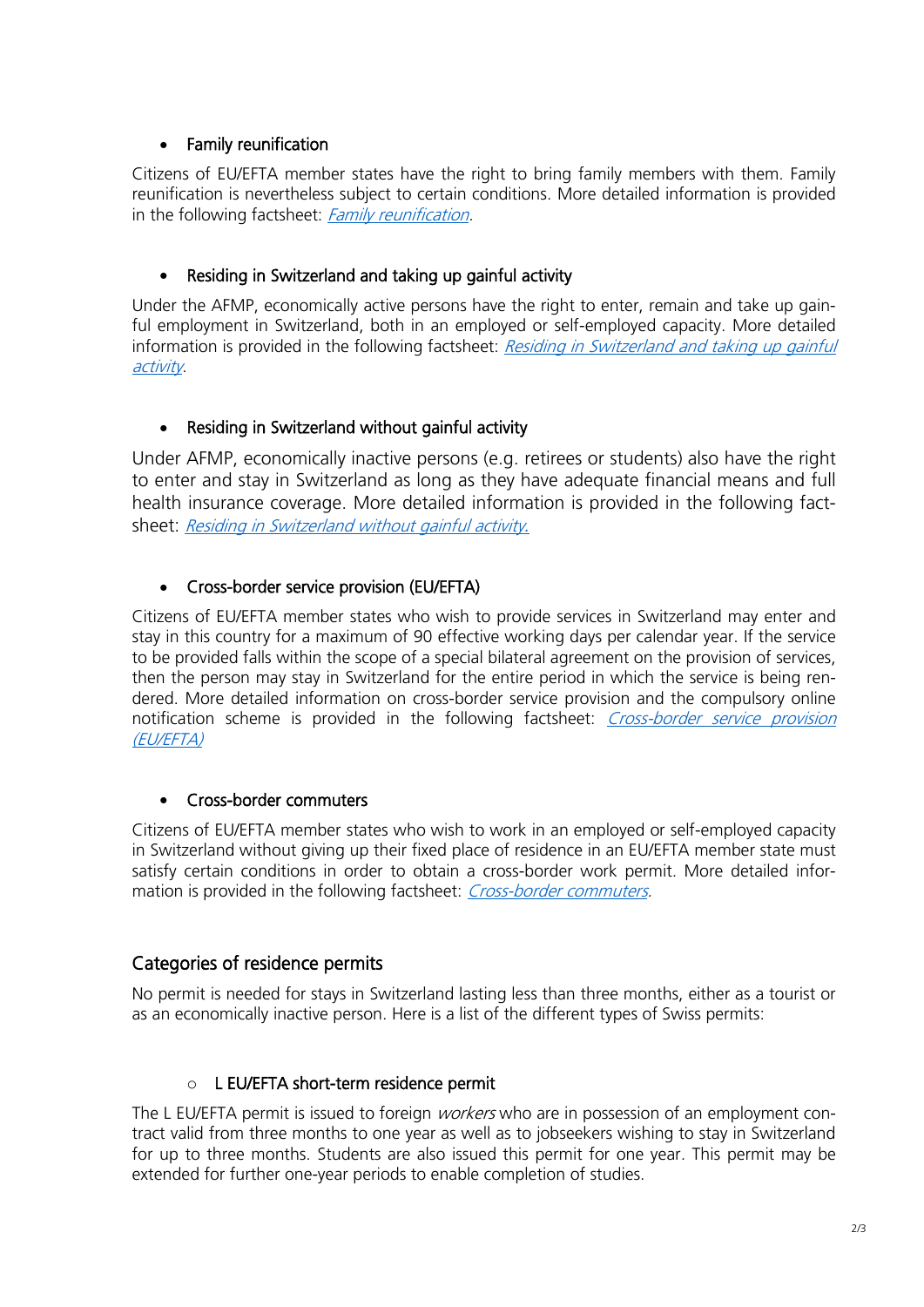- Family reunification

Citizens of EU/EFTA member states have the right to bring family members with them. Family reunification is nevertheless subject to certain conditions. More detailed information is provided in the following factsheet: *Family reunification*.

- Residing in Switzerland and taking up gainful activity

Under the AFMP, economically active persons have the right to enter, remain and take up gainful employment in Switzerland, both in an employed or self-employed capacity. More detailed information is provided in the following factsheet: *Residing in Switzerland and taking up gainful activity*.

- Residing in Switzerland without gainful activity

Under AFMP, economically inactive persons (e.g. retirees or students) also have the right to enter and stay in Switzerland as long as they have adequate financial means and full health insurance coverage. More detailed information is provided in the following factsheet: *Residing in Switzerland without gainful activity.*

- Cross-border service provision (EU/EFTA)

Citizens of EU/EFTA member states who wish to provide services in Switzerland may enter and stay in this country for a maximum of 90 effective working days per calendar year. If the service to be provided falls within the scope of a special bilateral agreement on the provision of services, then the person may stay in Switzerland for the entire period in which the service is being rendered. More detailed information on cross-border service provision and the compulsory online notification scheme is provided in the following factsheet: *Cross-border service provision (EU/EFTA)*

- Cross-border commuters

Citizens of EU/EFTA member states who wish to work in an employed or self-employed capacity in Switzerland without giving up their fixed place of residence in an EU/EFTA member state must satisfy certain conditions in order to obtain a cross-border work permit. More detailed information is provided in the following factsheet: *Cross-border commuters*.

## Categories of residence permits

No permit is needed for stays in Switzerland lasting less than three months, either as a tourist or as an economically inactive person. Here is a list of the different types of Swiss permits:

- L EU/EFTA short-term residence permit

The L EU/EFTA permit is issued to foreign *workers* who are in possession of an employment contract valid from three months to one year as well as to jobseekers wishing to stay in Switzerland for up to three months. Students are also issued this permit for one year. This permit may be extended for further one-year periods to enable completion of studies.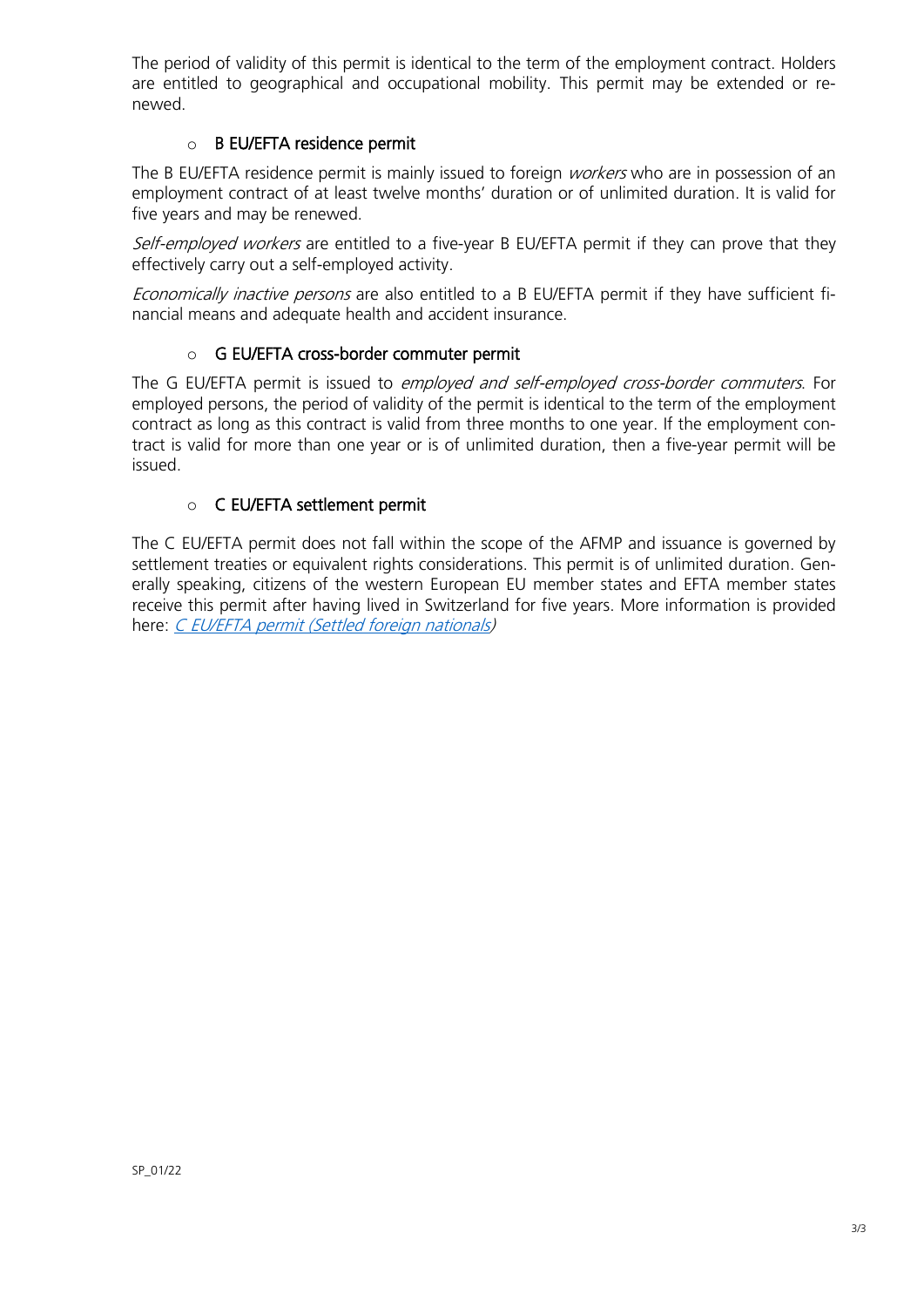The period of validity of this permit is identical to the term of the employment contract. Holders are entitled to geographical and occupational mobility. This permit may be extended or renewed.

- ### B EU/EFTA residence permit

The B EU/EFTA residence permit is mainly issued to foreign *workers* who are in possession of an employment contract of at least twelve months' duration or of unlimited duration. It is valid for five years and may be renewed.

*Self-employed workers* are entitled to a five-year B EU/EFTA permit if they can prove that they effectively carry out a self-employed activity.

*Economically inactive persons* are also entitled to a B EU/EFTA permit if they have sufficient financial means and adequate health and accident insurance.

- ### G EU/EFTA cross-border commuter permit

The G EU/EFTA permit is issued to *employed and self-employed cross-border commuters*. For employed persons, the period of validity of the permit is identical to the term of the employment contract as long as this contract is valid from three months to one year. If the employment contract is valid for more than one year or is of unlimited duration, then a five-year permit will be issued.

- ### C EU/EFTA settlement permit

The C EU/EFTA permit does not fall within the scope of the AFMP and issuance is governed by settlement treaties or equivalent rights considerations. This permit is of unlimited duration. Generally speaking, citizens of the western European EU member states and EFTA member states receive this permit after having lived in Switzerland for five years. More information is provided here: [C EU/EFTA permit (Settled foreign nationals)]

SP_01/22